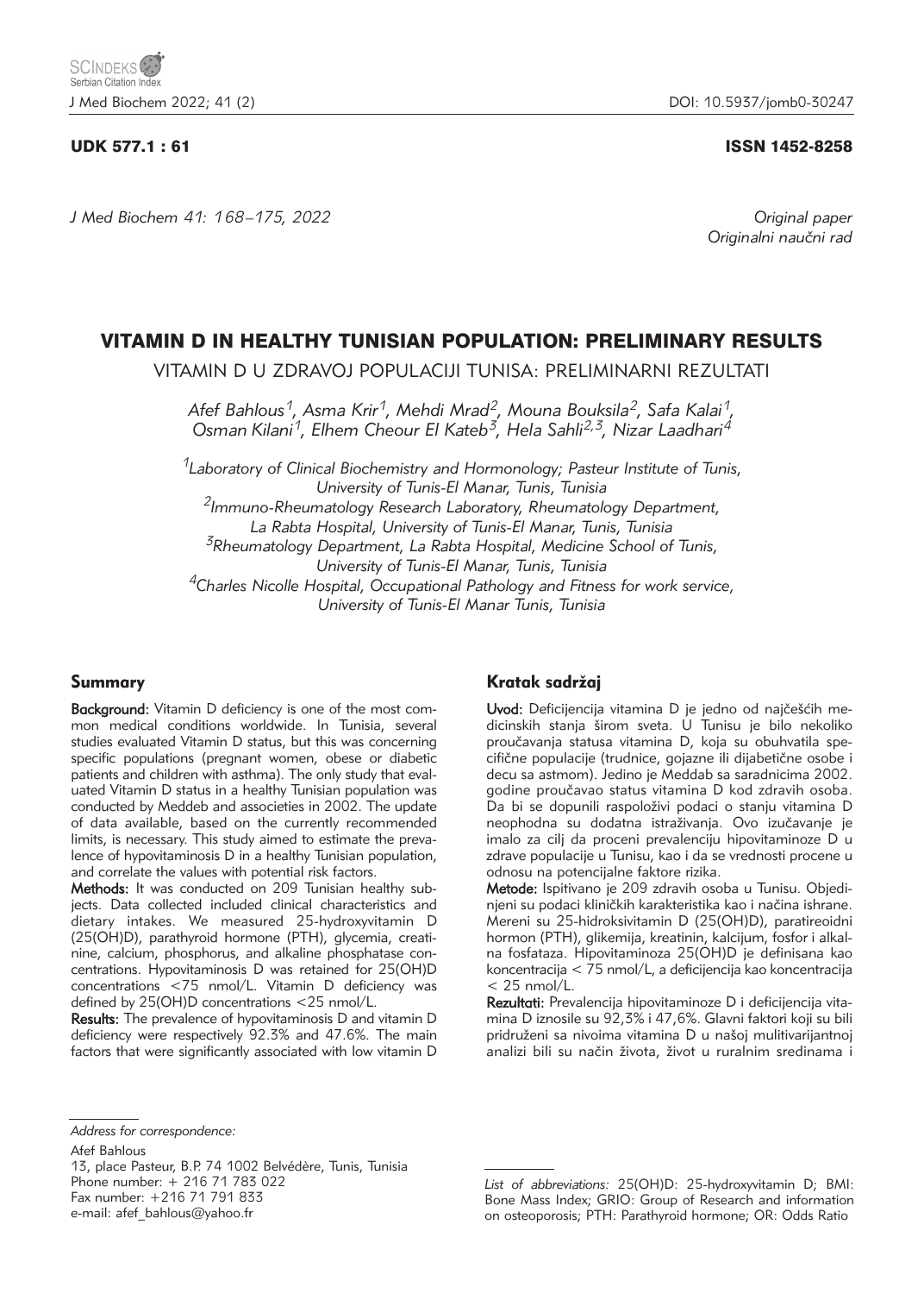UDK 577.1 : 61

ISSN 1452-8258

*Original paper*
*Originalni naučni rad*

# VITAMIN D IN HEALTHY TUNISIAN POPULATION: PRELIMINARY RESULTS

VITAMIN D U ZDRAVOJ POPULACIJI TUNISA: PRELIMINARNI REZULTATI

*Afef Bahlous[1], Asma Krir[1], Mehdi Mrad[2], Mouna Bouksila[2], Safa Kalai[1], Osman Kilani[1], Elhem Cheour El Kateb[3], Hela Sahli[2,3], Nizar Laadhari[4]*

*[1]Laboratory of Clinical Biochemistry and Hormonology; Pasteur Institute of Tunis, University of Tunis-El Manar, Tunis, Tunisia*
*[2]Immuno-Rheumatology Research Laboratory, Rheumatology Department, La Rabta Hospital, University of Tunis-El Manar, Tunis, Tunisia*
*[3]Rheumatology Department, La Rabta Hospital, Medicine School of Tunis, University of Tunis-El Manar, Tunis, Tunisia*
*[4]Charles Nicolle Hospital, Occupational Pathology and Fitness for work service, University of Tunis-El Manar Tunis, Tunisia*

## Summary

**Background:** Vitamin D deficiency is one of the most common medical conditions worldwide. In Tunisia, several studies evaluated Vitamin D status, but this was concerning specific populations (pregnant women, obese or diabetic patients and children with asthma). The only study that evaluated Vitamin D status in a healthy Tunisian population was conducted by Meddeb and associeties in 2002. The update of data available, based on the currently recommended limits, is necessary. This study aimed to estimate the prevalence of hypovitaminosis D in a healthy Tunisian population, and correlate the values with potential risk factors.

**Methods:** It was conducted on 209 Tunisian healthy subjects. Data collected included clinical characteristics and dietary intakes. We measured 25-hydroxyvitamin D (25(OH)D), parathyroid hormone (PTH), glycemia, creatinine, calcium, phosphorus, and alkaline phosphatase concentrations. Hypovitaminosis D was retained for 25(OH)D concentrations <75 nmol/L. Vitamin D deficiency was defined by 25(OH)D concentrations <25 nmol/L.

**Results:** The prevalence of hypovitaminosis D and vitamin D deficiency were respectively 92.3% and 47.6%. The main factors that were significantly associated with low vitamin D

## Kratak sadržaj

**Uvod:** Deficijencija vitamina D je jedno od najčešćih medicinskih stanja širom sveta. U Tunisu je bilo nekoliko proučavanja statusa vitamina D, koja su obuhvatila specifične populacije (trudnice, gojazne ili dijabetične osobe i decu sa astmom). Jedino je Meddab sa saradnicima 2002. godine proučavao status vitamina D kod zdravih osoba. Da bi se dopunili raspoloživi podaci o stanju vitamina D neophodna su dodatna istraživanja. Ovo izučavanje je imalo za cilj da proceni prevalenciju hipovitaminoze D u zdrave populacije u Tunisu, kao i da se vrednosti procene u odnosu na potencijalne faktore rizika.

**Metode:** Ispitivano je 209 zdravih osoba u Tunisu. Objedinjeni su podaci kliničkih karakteristika kao i načina ishrane. Mereni su 25-hidroksivitamin D (25(OH)D), paratireoidni hormon (PTH), glikemija, kreatinin, kalcijum, fosfor i alkalna fosfataza. Hipovitaminoza 25(OH)D je definisana kao koncentracija < 75 nmol/L, a deficijencija kao koncentracija < 25 nmol/L.

**Rezultati:** Prevalencija hipovitaminoze D i deficijencija vitamina D iznosile su 92,3% i 47,6%. Glavni faktori koji su bili pridruženi sa nivoima vitamina D u našoj mulitivarijantnoj analizi bili su način života, život u ruralnim sredinama i

---

*Address for correspondence:*

Afef Bahlous
13, place Pasteur, B.P. 74 1002 Belvédère, Tunis, Tunisia
Phone number: + 216 71 783 022
Fax number: +216 71 791 833
e-mail: afef_bahlous@yahoo.fr

*List of abbreviations:* 25(OH)D: 25-hydroxyvitamin D; BMI: Bone Mass Index; GRIO: Group of Research and information on osteoporosis; PTH: Parathyroid hormone; OR: Odds Ratio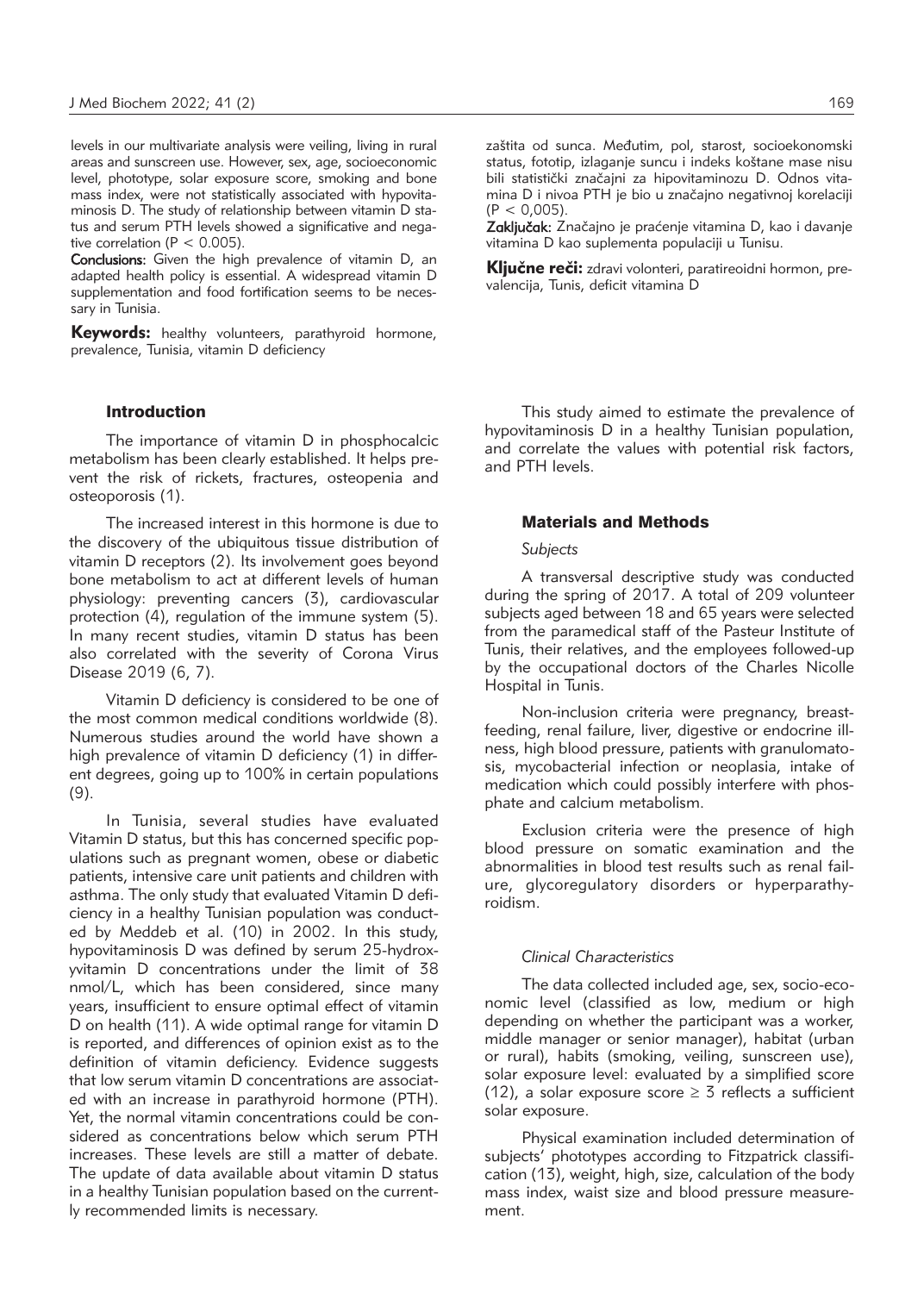levels in our multivariate analysis were veiling, living in rural areas and sunscreen use. However, sex, age, socioeconomic level, phototype, solar exposure score, smoking and bone mass index, were not statistically associated with hypovitaminosis D. The study of relationship between vitamin D status and serum PTH levels showed a significative and negative correlation ($P < 0.005$).

**Conclusions:** Given the high prevalence of vitamin D, an adapted health policy is essential. A widespread vitamin D supplementation and food fortification seems to be necessary in Tunisia.

**Keywords:** healthy volunteers, parathyroid hormone, prevalence, Tunisia, vitamin D deficiency

zaštita od sunca. Međutim, pol, starost, socioekonomski status, fototip, izlaganje suncu i indeks koštane mase nisu bili statistički značajni za hipovitaminozu D. Odnos vitamina D i nivoa PTH je bio u značajno negativnoj korelaciji ($P < 0,005$).

**Zaključak:** Značajno je praćenje vitamina D, kao i davanje vitamina D kao suplementa populaciji u Tunisu.

**Ključne reči:** zdravi volonteri, paratireoidni hormon, prevalencija, Tunis, deficit vitamina D

## Introduction

The importance of vitamin D in phosphocalcic metabolism has been clearly established. It helps prevent the risk of rickets, fractures, osteopenia and osteoporosis (1).

The increased interest in this hormone is due to the discovery of the ubiquitous tissue distribution of vitamin D receptors (2). Its involvement goes beyond bone metabolism to act at different levels of human physiology: preventing cancers (3), cardiovascular protection (4), regulation of the immune system (5). In many recent studies, vitamin D status has been also correlated with the severity of Corona Virus Disease 2019 (6, 7).

Vitamin D deficiency is considered to be one of the most common medical conditions worldwide (8). Numerous studies around the world have shown a high prevalence of vitamin D deficiency (1) in different degrees, going up to 100% in certain populations (9).

In Tunisia, several studies have evaluated Vitamin D status, but this has concerned specific populations such as pregnant women, obese or diabetic patients, intensive care unit patients and children with asthma. The only study that evaluated Vitamin D deficiency in a healthy Tunisian population was conducted by Meddeb et al. (10) in 2002. In this study, hypovitaminosis D was defined by serum 25-hydroxyvitamin D concentrations under the limit of 38 nmol/L, which has been considered, since many years, insufficient to ensure optimal effect of vitamin D on health (11). A wide optimal range for vitamin D is reported, and differences of opinion exist as to the definition of vitamin deficiency. Evidence suggests that low serum vitamin D concentrations are associated with an increase in parathyroid hormone (PTH). Yet, the normal vitamin concentrations could be considered as concentrations below which serum PTH increases. These levels are still a matter of debate. The update of data available about vitamin D status in a healthy Tunisian population based on the currently recommended limits is necessary.

This study aimed to estimate the prevalence of hypovitaminosis D in a healthy Tunisian population, and correlate the values with potential risk factors, and PTH levels.

## Materials and Methods

### *Subjects*

A transversal descriptive study was conducted during the spring of 2017. A total of 209 volunteer subjects aged between 18 and 65 years were selected from the paramedical staff of the Pasteur Institute of Tunis, their relatives, and the employees followed-up by the occupational doctors of the Charles Nicolle Hospital in Tunis.

Non-inclusion criteria were pregnancy, breastfeeding, renal failure, liver, digestive or endocrine illness, high blood pressure, patients with granulomatosis, mycobacterial infection or neoplasia, intake of medication which could possibly interfere with phosphate and calcium metabolism.

Exclusion criteria were the presence of high blood pressure on somatic examination and the abnormalities in blood test results such as renal failure, glycoregulatory disorders or hyperparathyroidism.

### *Clinical Characteristics*

The data collected included age, sex, socio-economic level (classified as low, medium or high depending on whether the participant was a worker, middle manager or senior manager), habitat (urban or rural), habits (smoking, veiling, sunscreen use), solar exposure level: evaluated by a simplified score (12), a solar exposure score $\geq 3$ reflects a sufficient solar exposure.

Physical examination included determination of subjects' phototypes according to Fitzpatrick classification (13), weight, high, size, calculation of the body mass index, waist size and blood pressure measurement.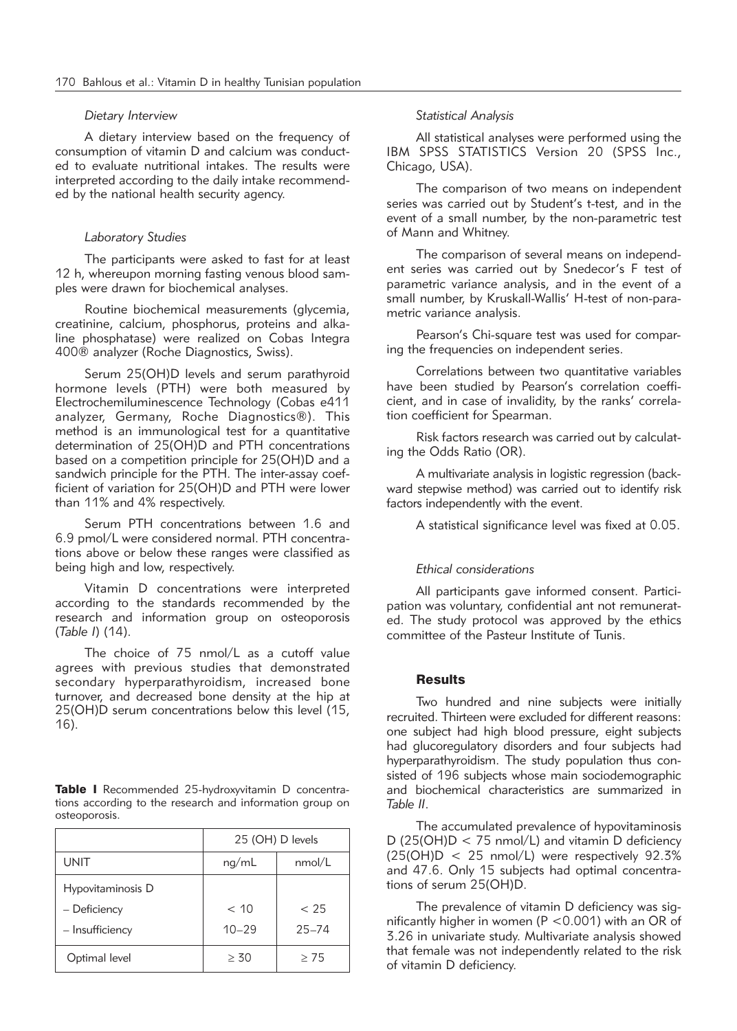### *Dietary Interview*

A dietary interview based on the frequency of consumption of vitamin D and calcium was conducted to evaluate nutritional intakes. The results were interpreted according to the daily intake recommended by the national health security agency.

### *Laboratory Studies*

The participants were asked to fast for at least 12 h, whereupon morning fasting venous blood samples were drawn for biochemical analyses.

Routine biochemical measurements (glycemia, creatinine, calcium, phosphorus, proteins and alkaline phosphatase) were realized on Cobas Integra 400® analyzer (Roche Diagnostics, Swiss).

Serum 25(OH)D levels and serum parathyroid hormone levels (PTH) were both measured by Electrochemiluminescence Technology (Cobas e411 analyzer, Germany, Roche Diagnostics®). This method is an immunological test for a quantitative determination of 25(OH)D and PTH concentrations based on a competition principle for 25(OH)D and a sandwich principle for the PTH. The inter-assay coefficient of variation for 25(OH)D and PTH were lower than 11% and 4% respectively.

Serum PTH concentrations between 1.6 and 6.9 pmol/L were considered normal. PTH concentrations above or below these ranges were classified as being high and low, respectively.

Vitamin D concentrations were interpreted according to the standards recommended by the research and information group on osteoporosis (*Table I*) (14).

The choice of 75 nmol/L as a cutoff value agrees with previous studies that demonstrated secondary hyperparathyroidism, increased bone turnover, and decreased bone density at the hip at 25(OH)D serum concentrations below this level (15, 16).

**Table I** Recommended 25-hydroxyvitamin D concentrations according to the research and information group on osteoporosis.

| | 25 (OH) D levels | |
|---|---|---|
| UNIT | ng/mL | nmol/L |
| Hypovitaminosis D | | |
| – Deficiency | < 10 | < 25 |
| – Insufficiency | 10–29 | 25–74 |
| Optimal level | ≥ 30 | ≥ 75 |

### *Statistical Analysis*

All statistical analyses were performed using the IBM SPSS STATISTICS Version 20 (SPSS Inc., Chicago, USA).

The comparison of two means on independent series was carried out by Student's t-test, and in the event of a small number, by the non-parametric test of Mann and Whitney.

The comparison of several means on independent series was carried out by Snedecor's F test of parametric variance analysis, and in the event of a small number, by Kruskall-Wallis' H-test of non-parametric variance analysis.

Pearson's Chi-square test was used for comparing the frequencies on independent series.

Correlations between two quantitative variables have been studied by Pearson's correlation coefficient, and in case of invalidity, by the ranks' correlation coefficient for Spearman.

Risk factors research was carried out by calculating the Odds Ratio (OR).

A multivariate analysis in logistic regression (backward stepwise method) was carried out to identify risk factors independently with the event.

A statistical significance level was fixed at 0.05.

### *Ethical considerations*

All participants gave informed consent. Participation was voluntary, confidential ant not remunerated. The study protocol was approved by the ethics committee of the Pasteur Institute of Tunis.

## Results

Two hundred and nine subjects were initially recruited. Thirteen were excluded for different reasons: one subject had high blood pressure, eight subjects had glucoregulatory disorders and four subjects had hyperparathyroidism. The study population thus consisted of 196 subjects whose main sociodemographic and biochemical characteristics are summarized in *Table II*.

The accumulated prevalence of hypovitaminosis D (25(OH)D < 75 nmol/L) and vitamin D deficiency (25(OH)D < 25 nmol/L) were respectively 92.3% and 47.6. Only 15 subjects had optimal concentrations of serum 25(OH)D.

The prevalence of vitamin D deficiency was significantly higher in women ($P < 0.001$) with an OR of 3.26 in univariate study. Multivariate analysis showed that female was not independently related to the risk of vitamin D deficiency.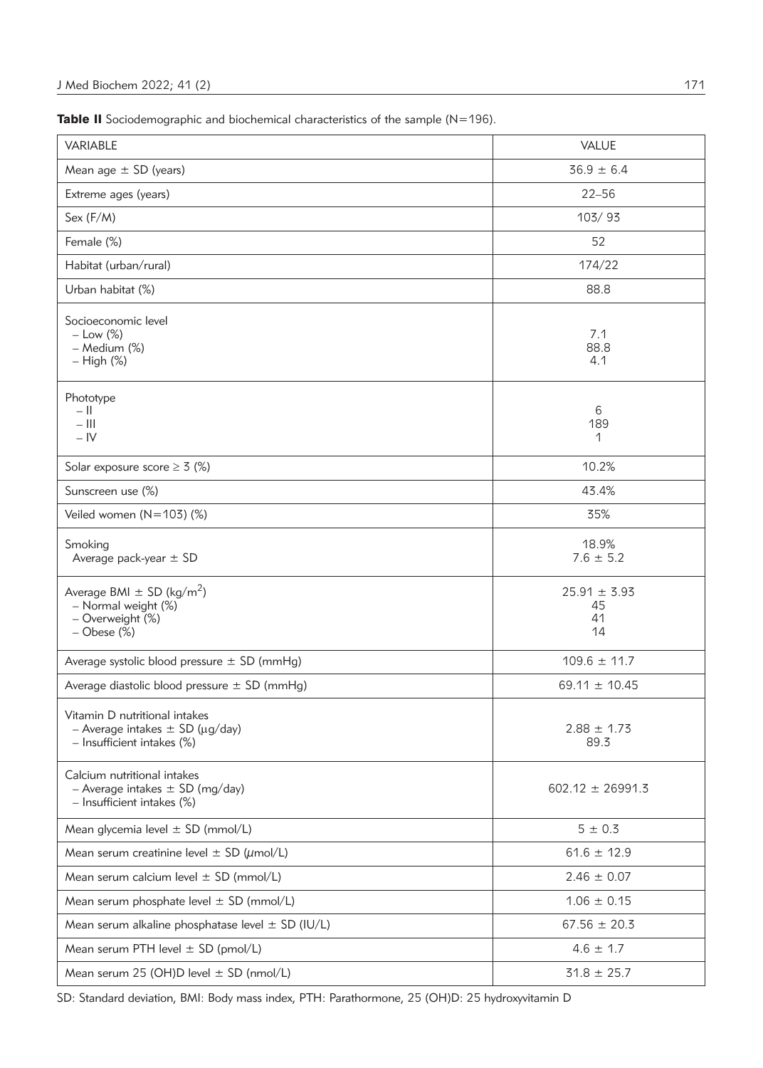**Table II** Sociodemographic and biochemical characteristics of the sample (N=196).

| VARIABLE | VALUE |
|---|---|
| Mean age ± SD (years) | 36.9 ± 6.4 |
| Extreme ages (years) | 22–56 |
| Sex (F/M) | 103/ 93 |
| Female (%) | 52 |
| Habitat (urban/rural) | 174/22 |
| Urban habitat (%) | 88.8 |
| Socioeconomic level<br>– Low (%)<br>– Medium (%)<br>– High (%) | <br>7.1<br>88.8<br>4.1 |
| Phototype<br>– II<br>– III<br>– IV | <br>6<br>189<br>1 |
| Solar exposure score ≥ 3 (%) | 10.2% |
| Sunscreen use (%) | 43.4% |
| Veiled women (N=103) (%) | 35% |
| Smoking<br>Average pack-year ± SD | 18.9%<br>7.6 ± 5.2 |
| Average BMI ± SD (kg/m$^2$)<br>– Normal weight (%)<br>– Overweight (%)<br>– Obese (%) | 25.91 ± 3.93<br>45<br>41<br>14 |
| Average systolic blood pressure ± SD (mmHg) | 109.6 ± 11.7 |
| Average diastolic blood pressure ± SD (mmHg) | 69.11 ± 10.45 |
| Vitamin D nutritional intakes<br>– Average intakes ± SD (µg/day)<br>– Insufficient intakes (%) | <br>2.88 ± 1.73<br>89.3 |
| Calcium nutritional intakes<br>– Average intakes ± SD (mg/day)<br>– Insufficient intakes (%) | 602.12 ± 26991.3 |
| Mean glycemia level ± SD (mmol/L) | 5 ± 0.3 |
| Mean serum creatinine level ± SD (µmol/L) | 61.6 ± 12.9 |
| Mean serum calcium level ± SD (mmol/L) | 2.46 ± 0.07 |
| Mean serum phosphate level ± SD (mmol/L) | 1.06 ± 0.15 |
| Mean serum alkaline phosphatase level ± SD (IU/L) | 67.56 ± 20.3 |
| Mean serum PTH level ± SD (pmol/L) | 4.6 ± 1.7 |
| Mean serum 25 (OH)D level ± SD (nmol/L) | 31.8 ± 25.7 |

SD: Standard deviation, BMI: Body mass index, PTH: Parathormone, 25 (OH)D: 25 hydroxyvitamin D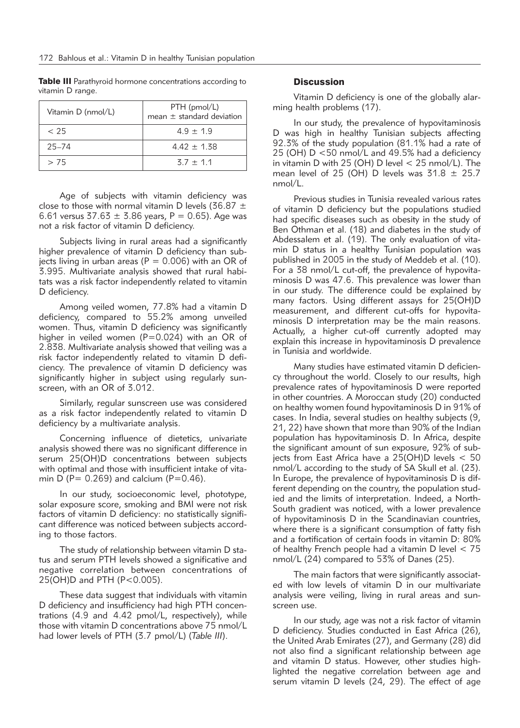**Table III** Parathyroid hormone concentrations according to vitamin D range.

| Vitamin D (nmol/L) | PTH (pmol/L) mean ± standard deviation |
|---|---|
| < 25 | 4.9 ± 1.9 |
| 25–74 | 4.42 ± 1.38 |
| > 75 | 3.7 ± 1.1 |

Age of subjects with vitamin deficiency was close to those with normal vitamin D levels (36.87 ± 6.61 versus 37.63 ± 3.86 years, P = 0.65). Age was not a risk factor of vitamin D deficiency.

Subjects living in rural areas had a significantly higher prevalence of vitamin D deficiency than subjects living in urban areas (P = 0.006) with an OR of 3.995. Multivariate analysis showed that rural habitats was a risk factor independently related to vitamin D deficiency.

Among veiled women, 77.8% had a vitamin D deficiency, compared to 55.2% among unveiled women. Thus, vitamin D deficiency was significantly higher in veiled women (P=0.024) with an OR of 2.838. Multivariate analysis showed that veiling was a risk factor independently related to vitamin D deficiency. The prevalence of vitamin D deficiency was significantly higher in subject using regularly sunscreen, with an OR of 3.012.

Similarly, regular sunscreen use was considered as a risk factor independently related to vitamin D deficiency by a multivariate analysis.

Concerning influence of dietetics, univariate analysis showed there was no significant difference in serum 25(OH)D concentrations between subjects with optimal and those with insufficient intake of vitamin D (P= 0.269) and calcium (P=0.46).

In our study, socioeconomic level, phototype, solar exposure score, smoking and BMI were not risk factors of vitamin D deficiency: no statistically significant difference was noticed between subjects according to those factors.

The study of relationship between vitamin D status and serum PTH levels showed a significative and negative correlation between concentrations of 25(OH)D and PTH (P<0.005).

These data suggest that individuals with vitamin D deficiency and insufficiency had high PTH concentrations (4.9 and 4.42 pmol/L, respectively), while those with vitamin D concentrations above 75 nmol/L had lower levels of PTH (3.7 pmol/L) (*Table III*).

## Discussion

Vitamin D deficiency is one of the globally alarming health problems (17).

In our study, the prevalence of hypovitaminosis D was high in healthy Tunisian subjects affecting 92.3% of the study population (81.1% had a rate of 25 (OH) D <50 nmol/L and 49.5% had a deficiency in vitamin D with 25 (OH) D level < 25 nmol/L). The mean level of 25 (OH) D levels was 31.8 ± 25.7 nmol/L.

Previous studies in Tunisia revealed various rates of vitamin D deficiency but the populations studied had specific diseases such as obesity in the study of Ben Othman et al. (18) and diabetes in the study of Abdessalem et al. (19). The only evaluation of vitamin D status in a healthy Tunisian population was published in 2005 in the study of Meddeb et al. (10). For a 38 nmol/L cut-off, the prevalence of hypovitaminosis D was 47.6. This prevalence was lower than in our study. The difference could be explained by many factors. Using different assays for 25(OH)D measurement, and different cut-offs for hypovitaminosis D interpretation may be the main reasons. Actually, a higher cut-off currently adopted may explain this increase in hypovitaminosis D prevalence in Tunisia and worldwide.

Many studies have estimated vitamin D deficiency throughout the world. Closely to our results, high prevalence rates of hypovitaminosis D were reported in other countries. A Moroccan study (20) conducted on healthy women found hypovitaminosis D in 91% of cases. In India, several studies on healthy subjects (9, 21, 22) have shown that more than 90% of the Indian population has hypovitaminosis D. In Africa, despite the significant amount of sun exposure, 92% of subjects from East Africa have a 25(OH)D levels < 50 nmol/L according to the study of SA Skull et al. (23). In Europe, the prevalence of hypovitaminosis D is different depending on the country, the population studied and the limits of interpretation. Indeed, a North-South gradient was noticed, with a lower prevalence of hypovitaminosis D in the Scandinavian countries, where there is a significant consumption of fatty fish and a fortification of certain foods in vitamin D: 80% of healthy French people had a vitamin D level < 75 nmol/L (24) compared to 53% of Danes (25).

The main factors that were significantly associated with low levels of vitamin D in our multivariate analysis were veiling, living in rural areas and sunscreen use.

In our study, age was not a risk factor of vitamin D deficiency. Studies conducted in East Africa (26), the United Arab Emirates (27), and Germany (28) did not also find a significant relationship between age and vitamin D status. However, other studies highlighted the negative correlation between age and serum vitamin D levels (24, 29). The effect of age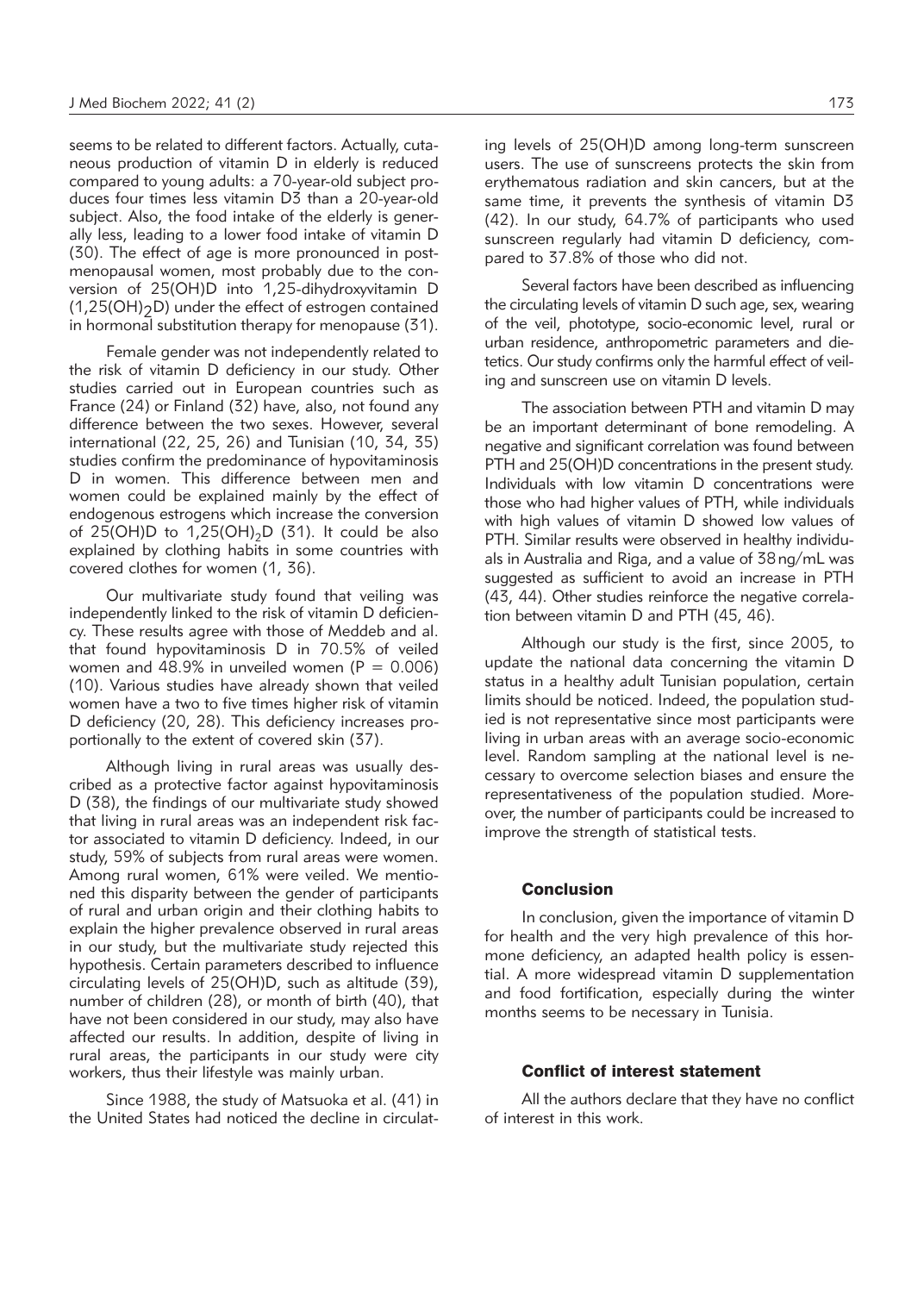seems to be related to different factors. Actually, cutaneous production of vitamin D in elderly is reduced compared to young adults: a 70-year-old subject produces four times less vitamin D3 than a 20-year-old subject. Also, the food intake of the elderly is generally less, leading to a lower food intake of vitamin D (30). The effect of age is more pronounced in postmenopausal women, most probably due to the conversion of 25(OH)D into 1,25-dihydroxyvitamin D ($1,25(OH)_2D$) under the effect of estrogen contained in hormonal substitution therapy for menopause (31).

Female gender was not independently related to the risk of vitamin D deficiency in our study. Other studies carried out in European countries such as France (24) or Finland (32) have, also, not found any difference between the two sexes. However, several international (22, 25, 26) and Tunisian (10, 34, 35) studies confirm the predominance of hypovitaminosis D in women. This difference between men and women could be explained mainly by the effect of endogenous estrogens which increase the conversion of 25(OH)D to $1,25(OH)_2D$ (31). It could be also explained by clothing habits in some countries with covered clothes for women (1, 36).

Our multivariate study found that veiling was independently linked to the risk of vitamin D deficiency. These results agree with those of Meddeb and al. that found hypovitaminosis D in 70.5% of veiled women and 48.9% in unveiled women ($P = 0.006$) (10). Various studies have already shown that veiled women have a two to five times higher risk of vitamin D deficiency (20, 28). This deficiency increases proportionally to the extent of covered skin (37).

Although living in rural areas was usually described as a protective factor against hypovitaminosis D (38), the findings of our multivariate study showed that living in rural areas was an independent risk factor associated to vitamin D deficiency. Indeed, in our study, 59% of subjects from rural areas were women. Among rural women, 61% were veiled. We mentioned this disparity between the gender of participants of rural and urban origin and their clothing habits to explain the higher prevalence observed in rural areas in our study, but the multivariate study rejected this hypothesis. Certain parameters described to influence circulating levels of 25(OH)D, such as altitude (39), number of children (28), or month of birth (40), that have not been considered in our study, may also have affected our results. In addition, despite of living in rural areas, the participants in our study were city workers, thus their lifestyle was mainly urban.

Since 1988, the study of Matsuoka et al. (41) in the United States had noticed the decline in circulating levels of 25(OH)D among long-term sunscreen users. The use of sunscreens protects the skin from erythematous radiation and skin cancers, but at the same time, it prevents the synthesis of vitamin D3 (42). In our study, 64.7% of participants who used sunscreen regularly had vitamin D deficiency, compared to 37.8% of those who did not.

Several factors have been described as influencing the circulating levels of vitamin D such age, sex, wearing of the veil, phototype, socio-economic level, rural or urban residence, anthropometric parameters and dietetics. Our study confirms only the harmful effect of veiling and sunscreen use on vitamin D levels.

The association between PTH and vitamin D may be an important determinant of bone remodeling. A negative and significant correlation was found between PTH and 25(OH)D concentrations in the present study. Individuals with low vitamin D concentrations were those who had higher values of PTH, while individuals with high values of vitamin D showed low values of PTH. Similar results were observed in healthy individuals in Australia and Riga, and a value of 38 ng/mL was suggested as sufficient to avoid an increase in PTH (43, 44). Other studies reinforce the negative correlation between vitamin D and PTH (45, 46).

Although our study is the first, since 2005, to update the national data concerning the vitamin D status in a healthy adult Tunisian population, certain limits should be noticed. Indeed, the population studied is not representative since most participants were living in urban areas with an average socio-economic level. Random sampling at the national level is necessary to overcome selection biases and ensure the representativeness of the population studied. Moreover, the number of participants could be increased to improve the strength of statistical tests.

## Conclusion

In conclusion, given the importance of vitamin D for health and the very high prevalence of this hormone deficiency, an adapted health policy is essential. A more widespread vitamin D supplementation and food fortification, especially during the winter months seems to be necessary in Tunisia.

## Conflict of interest statement

All the authors declare that they have no conflict of interest in this work.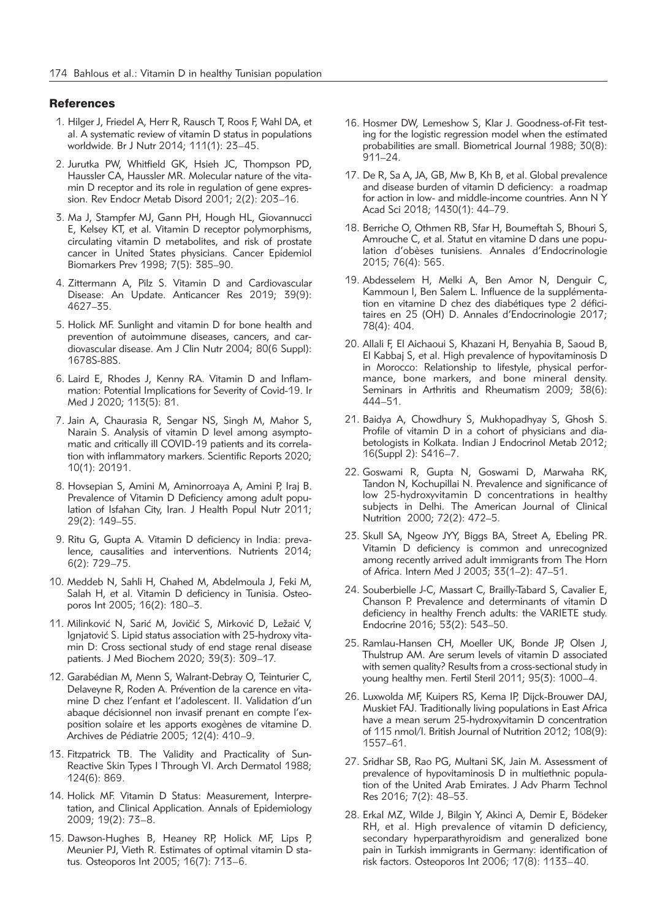## References

1. Hilger J, Friedel A, Herr R, Rausch T, Roos F, Wahl DA, et al. A systematic review of vitamin D status in populations worldwide. Br J Nutr 2014; 111(1): 23–45.
2. Jurutka PW, Whitfield GK, Hsieh JC, Thompson PD, Haussler CA, Haussler MR. Molecular nature of the vitamin D receptor and its role in regulation of gene expression. Rev Endocr Metab Disord 2001; 2(2): 203–16.
3. Ma J, Stampfer MJ, Gann PH, Hough HL, Giovannucci E, Kelsey KT, et al. Vitamin D receptor polymorphisms, circulating vitamin D metabolites, and risk of prostate cancer in United States physicians. Cancer Epidemiol Biomarkers Prev 1998; 7(5): 385–90.
4. Zittermann A, Pilz S. Vitamin D and Cardiovascular Disease: An Update. Anticancer Res 2019; 39(9): 4627–35.
5. Holick MF. Sunlight and vitamin D for bone health and prevention of autoimmune diseases, cancers, and cardiovascular disease. Am J Clin Nutr 2004; 80(6 Suppl): 1678S-88S.
6. Laird E, Rhodes J, Kenny RA. Vitamin D and Inflammation: Potential Implications for Severity of Covid-19. Ir Med J 2020; 113(5): 81.
7. Jain A, Chaurasia R, Sengar NS, Singh M, Mahor S, Narain S. Analysis of vitamin D level among asymptomatic and critically ill COVID-19 patients and its correlation with inflammatory markers. Scientific Reports 2020; 10(1): 20191.
8. Hovsepian S, Amini M, Aminorroaya A, Amini P, Iraj B. Prevalence of Vitamin D Deficiency among adult population of Isfahan City, Iran. J Health Popul Nutr 2011; 29(2): 149–55.
9. Ritu G, Gupta A. Vitamin D deficiency in India: prevalence, causalities and interventions. Nutrients 2014; 6(2): 729–75.
10. Meddeb N, Sahli H, Chahed M, Abdelmoula J, Feki M, Salah H, et al. Vitamin D deficiency in Tunisia. Osteoporos Int 2005; 16(2): 180–3.
11. Milinković N, Sarić M, Jovičić S, Mirković D, Ležaić V, Ignjatović S. Lipid status association with 25-hydroxy vitamin D: Cross sectional study of end stage renal disease patients. J Med Biochem 2020; 39(3): 309–17.
12. Garabédian M, Menn S, Walrant-Debray O, Teinturier C, Delaveyne R, Roden A. Prévention de la carence en vitamine D chez l'enfant et l'adolescent. II. Validation d'un abaque décisionnel non invasif prenant en compte l'exposition solaire et les apports exogènes de vitamine D. Archives de Pédiatrie 2005; 12(4): 410–9.
13. Fitzpatrick TB. The Validity and Practicality of Sun-Reactive Skin Types I Through VI. Arch Dermatol 1988; 124(6): 869.
14. Holick MF. Vitamin D Status: Measurement, Interpretation, and Clinical Application. Annals of Epidemiology 2009; 19(2): 73–8.
15. Dawson-Hughes B, Heaney RP, Holick MF, Lips P, Meunier PJ, Vieth R. Estimates of optimal vitamin D status. Osteoporos Int 2005; 16(7): 713–6.
16. Hosmer DW, Lemeshow S, Klar J. Goodness-of-Fit testing for the logistic regression model when the estimated probabilities are small. Biometrical Journal 1988; 30(8): 911–24.
17. De R, Sa A, JA, GB, Mw B, Kh B, et al. Global prevalence and disease burden of vitamin D deficiency: a roadmap for action in low- and middle-income countries. Ann N Y Acad Sci 2018; 1430(1): 44–79.
18. Berriche O, Othmen RB, Sfar H, Boumeftah S, Bhouri S, Amrouche C, et al. Statut en vitamine D dans une population d'obèses tunisiens. Annales d'Endocrinologie 2015; 76(4): 565.
19. Abdesselem H, Melki A, Ben Amor N, Denguir C, Kammoun I, Ben Salem L. Influence de la supplémentation en vitamine D chez des diabétiques type 2 déficitaires en 25 (OH) D. Annales d'Endocrinologie 2017; 78(4): 404.
20. Allali F, El Aichaoui S, Khazani H, Benyahia B, Saoud B, El Kabbaj S, et al. High prevalence of hypovitaminosis D in Morocco: Relationship to lifestyle, physical performance, bone markers, and bone mineral density. Seminars in Arthritis and Rheumatism 2009; 38(6): 444–51.
21. Baidya A, Chowdhury S, Mukhopadhyay S, Ghosh S. Profile of vitamin D in a cohort of physicians and diabetologists in Kolkata. Indian J Endocrinol Metab 2012; 16(Suppl 2): S416–7.
22. Goswami R, Gupta N, Goswami D, Marwaha RK, Tandon N, Kochupillai N. Prevalence and significance of low 25-hydroxyvitamin D concentrations in healthy subjects in Delhi. The American Journal of Clinical Nutrition 2000; 72(2): 472–5.
23. Skull SA, Ngeow JYY, Biggs BA, Street A, Ebeling PR. Vitamin D deficiency is common and unrecognized among recently arrived adult immigrants from The Horn of Africa. Intern Med J 2003; 33(1–2): 47–51.
24. Souberbielle J-C, Massart C, Brailly-Tabard S, Cavalier E, Chanson P. Prevalence and determinants of vitamin D deficiency in healthy French adults: the VARIETE study. Endocrine 2016; 53(2): 543–50.
25. Ramlau-Hansen CH, Moeller UK, Bonde JP, Olsen J, Thulstrup AM. Are serum levels of vitamin D associated with semen quality? Results from a cross-sectional study in young healthy men. Fertil Steril 2011; 95(3): 1000–4.
26. Luxwolda MF, Kuipers RS, Kema IP, Dijck-Brouwer DAJ, Muskiet FAJ. Traditionally living populations in East Africa have a mean serum 25-hydroxyvitamin D concentration of 115 nmol/l. British Journal of Nutrition 2012; 108(9): 1557–61.
27. Sridhar SB, Rao PG, Multani SK, Jain M. Assessment of prevalence of hypovitaminosis D in multiethnic population of the United Arab Emirates. J Adv Pharm Technol Res 2016; 7(2): 48–53.
28. Erkal MZ, Wilde J, Bilgin Y, Akinci A, Demir E, Bödeker RH, et al. High prevalence of vitamin D deficiency, secondary hyperparathyroidism and generalized bone pain in Turkish immigrants in Germany: identification of risk factors. Osteoporos Int 2006; 17(8): 1133–40.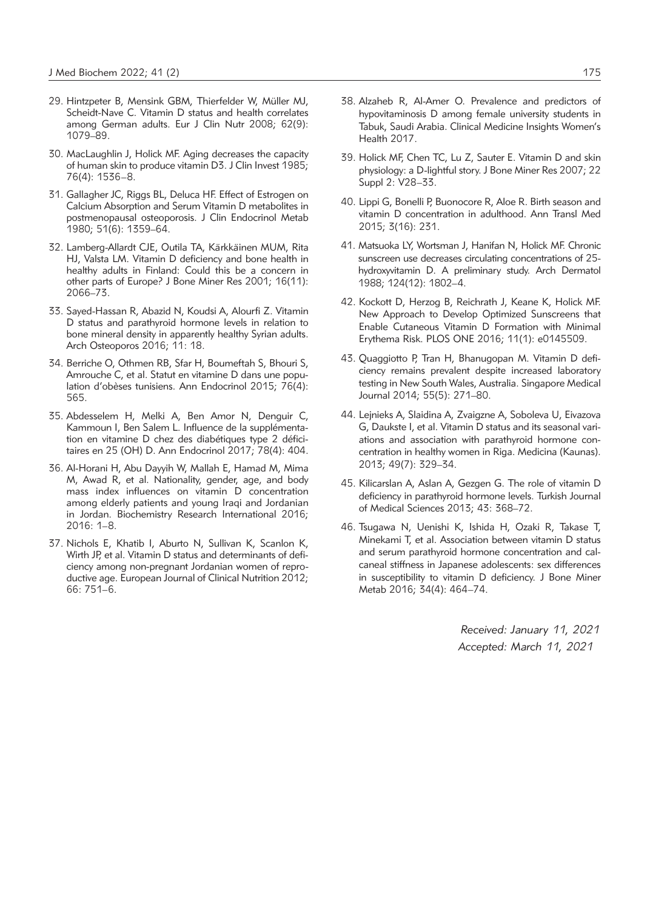29. Hintzpeter B, Mensink GBM, Thierfelder W, Müller MJ, Scheidt-Nave C. Vitamin D status and health correlates among German adults. Eur J Clin Nutr 2008; 62(9): 1079–89.

30. MacLaughlin J, Holick MF. Aging decreases the capacity of human skin to produce vitamin D3. J Clin Invest 1985; 76(4): 1536–8.

31. Gallagher JC, Riggs BL, Deluca HF. Effect of Estrogen on Calcium Absorption and Serum Vitamin D metabolites in postmenopausal osteoporosis. J Clin Endocrinol Metab 1980; 51(6): 1359–64.

32. Lamberg-Allardt CJE, Outila TA, Kärkkäinen MUM, Rita HJ, Valsta LM. Vitamin D deficiency and bone health in healthy adults in Finland: Could this be a concern in other parts of Europe? J Bone Miner Res 2001; 16(11): 2066–73.

33. Sayed-Hassan R, Abazid N, Koudsi A, Alourfi Z. Vitamin D status and parathyroid hormone levels in relation to bone mineral density in apparently healthy Syrian adults. Arch Osteoporos 2016; 11: 18.

34. Berriche O, Othmen RB, Sfar H, Boumeftah S, Bhouri S, Amrouche C, et al. Statut en vitamine D dans une population d'obèses tunisiens. Ann Endocrinol 2015; 76(4): 565.

35. Abdesselem H, Melki A, Ben Amor N, Denguir C, Kammoun I, Ben Salem L. Influence de la supplémentation en vitamine D chez des diabétiques type 2 déficitaires en 25 (OH) D. Ann Endocrinol 2017; 78(4): 404.

36. Al-Horani H, Abu Dayyih W, Mallah E, Hamad M, Mima M, Awad R, et al. Nationality, gender, age, and body mass index influences on vitamin D concentration among elderly patients and young Iraqi and Jordanian in Jordan. Biochemistry Research International 2016; 2016: 1–8.

37. Nichols E, Khatib I, Aburto N, Sullivan K, Scanlon K, Wirth JP, et al. Vitamin D status and determinants of deficiency among non-pregnant Jordanian women of reproductive age. European Journal of Clinical Nutrition 2012; 66: 751–6.

38. Alzaheb R, Al-Amer O. Prevalence and predictors of hypovitaminosis D among female university students in Tabuk, Saudi Arabia. Clinical Medicine Insights Women's Health 2017.

39. Holick MF, Chen TC, Lu Z, Sauter E. Vitamin D and skin physiology: a D-lightful story. J Bone Miner Res 2007; 22 Suppl 2: V28–33.

40. Lippi G, Bonelli P, Buonocore R, Aloe R. Birth season and vitamin D concentration in adulthood. Ann Transl Med 2015; 3(16): 231.

41. Matsuoka LY, Wortsman J, Hanifan N, Holick MF. Chronic sunscreen use decreases circulating concentrations of 25-hydroxyvitamin D. A preliminary study. Arch Dermatol 1988; 124(12): 1802–4.

42. Kockott D, Herzog B, Reichrath J, Keane K, Holick MF. New Approach to Develop Optimized Sunscreens that Enable Cutaneous Vitamin D Formation with Minimal Erythema Risk. PLOS ONE 2016; 11(1): e0145509.

43. Quaggiotto P, Tran H, Bhanugopan M. Vitamin D deficiency remains prevalent despite increased laboratory testing in New South Wales, Australia. Singapore Medical Journal 2014; 55(5): 271–80.

44. Lejnieks A, Slaidina A, Zvaigzne A, Soboleva U, Eivazova G, Daukste I, et al. Vitamin D status and its seasonal variations and association with parathyroid hormone concentration in healthy women in Riga. Medicina (Kaunas). 2013; 49(7): 329–34.

45. Kilicarslan A, Aslan A, Gezgen G. The role of vitamin D deficiency in parathyroid hormone levels. Turkish Journal of Medical Sciences 2013; 43: 368–72.

46. Tsugawa N, Uenishi K, Ishida H, Ozaki R, Takase T, Minekami T, et al. Association between vitamin D status and serum parathyroid hormone concentration and calcaneal stiffness in Japanese adolescents: sex differences in susceptibility to vitamin D deficiency. J Bone Miner Metab 2016; 34(4): 464–74.

*Received: January 11, 2021*
*Accepted: March 11, 2021*